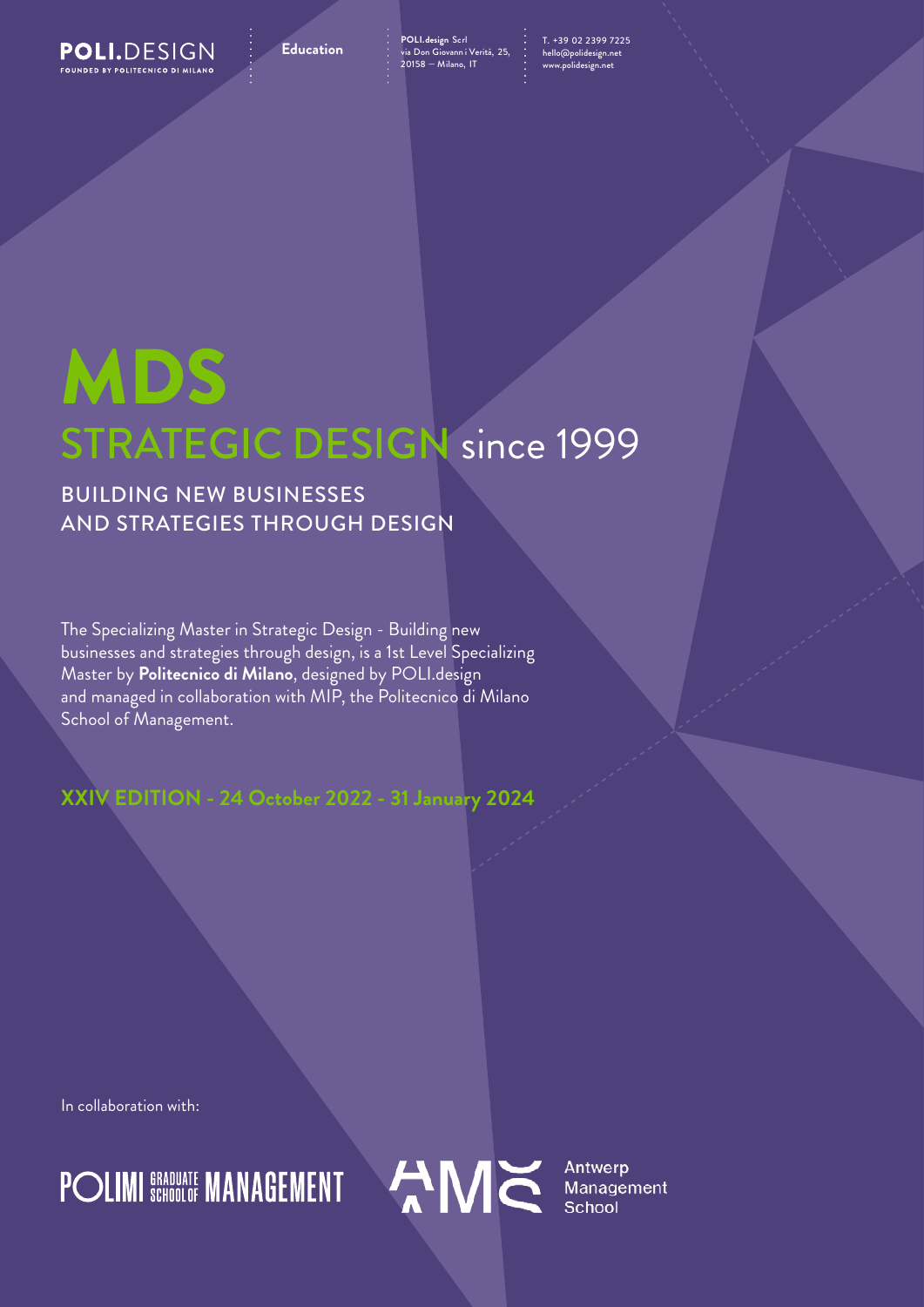POLI.DESIGN
FOUNDED BY POLITECNICO DI MILANO

**Education**

**POLI.design** Scrl
via Don Giovanni Verità, 25,
20158 – Milano, IT

T. +39 02 2399 7225
hello@polidesign.net
www.polidesign.net

# MDS
## STRATEGIC DESIGN since 1999

### BUILDING NEW BUSINESSES AND STRATEGIES THROUGH DESIGN

The Specializing Master in Strategic Design - Building new businesses and strategies through design, is a 1st Level Specializing Master by **Politecnico di Milano**, designed by POLI.design and managed in collaboration with MIP, the Politecnico di Milano School of Management.

**XXIV EDITION - 24 October 2022 - 31 January 2024**

In collaboration with:

POLIMI GRADUATE SCHOOL OF MANAGEMENT

AMS Antwerp Management School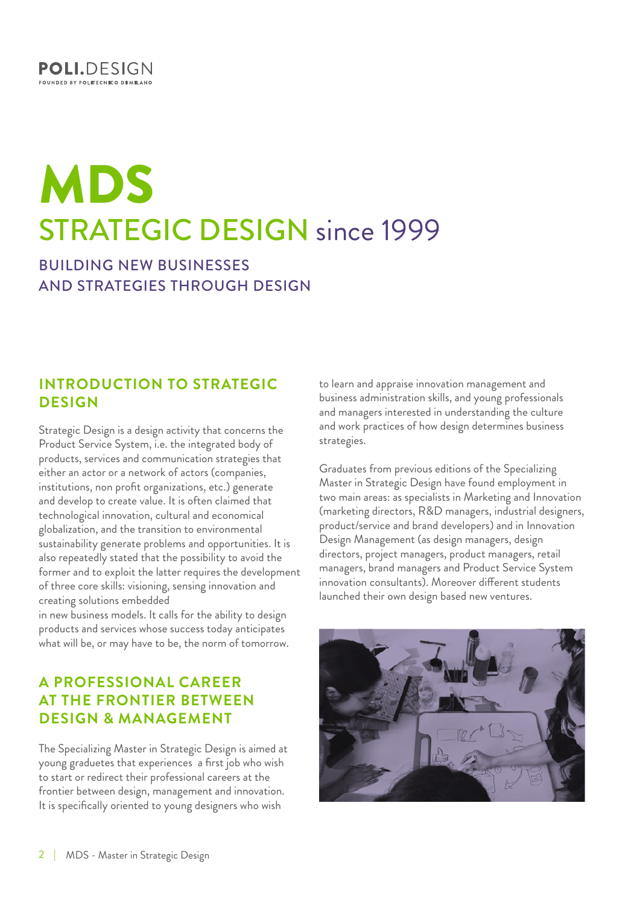POLI.DESIGN
FOUNDED BY POLITECNICO DI MILANO

# MDS

## STRATEGIC DESIGN since 1999

### BUILDING NEW BUSINESSES AND STRATEGIES THROUGH DESIGN

## INTRODUCTION TO STRATEGIC DESIGN

Strategic Design is a design activity that concerns the Product Service System, i.e. the integrated body of products, services and communication strategies that either an actor or a network of actors (companies, institutions, non profit organizations, etc.) generate and develop to create value. It is often claimed that technological innovation, cultural and economical globalization, and the transition to environmental sustainability generate problems and opportunities. It is also repeatedly stated that the possibility to avoid the former and to exploit the latter requires the development of three core skills: visioning, sensing innovation and creating solutions embedded in new business models. It calls for the ability to design products and services whose success today anticipates what will be, or may have to be, the norm of tomorrow.

## A PROFESSIONAL CAREER AT THE FRONTIER BETWEEN DESIGN & MANAGEMENT

The Specializing Master in Strategic Design is aimed at young graduetes that experiences a first job who wish to start or redirect their professional careers at the frontier between design, management and innovation. It is specifically oriented to young designers who wish to learn and appraise innovation management and business administration skills, and young professionals and managers interested in understanding the culture and work practices of how design determines business strategies.

Graduates from previous editions of the Specializing Master in Strategic Design have found employment in two main areas: as specialists in Marketing and Innovation (marketing directors, R&D managers, industrial designers, product/service and brand developers) and in Innovation Design Management (as design managers, design directors, project managers, product managers, retail managers, brand managers and Product Service System innovation consultants). Moreover different students launched their own design based new ventures.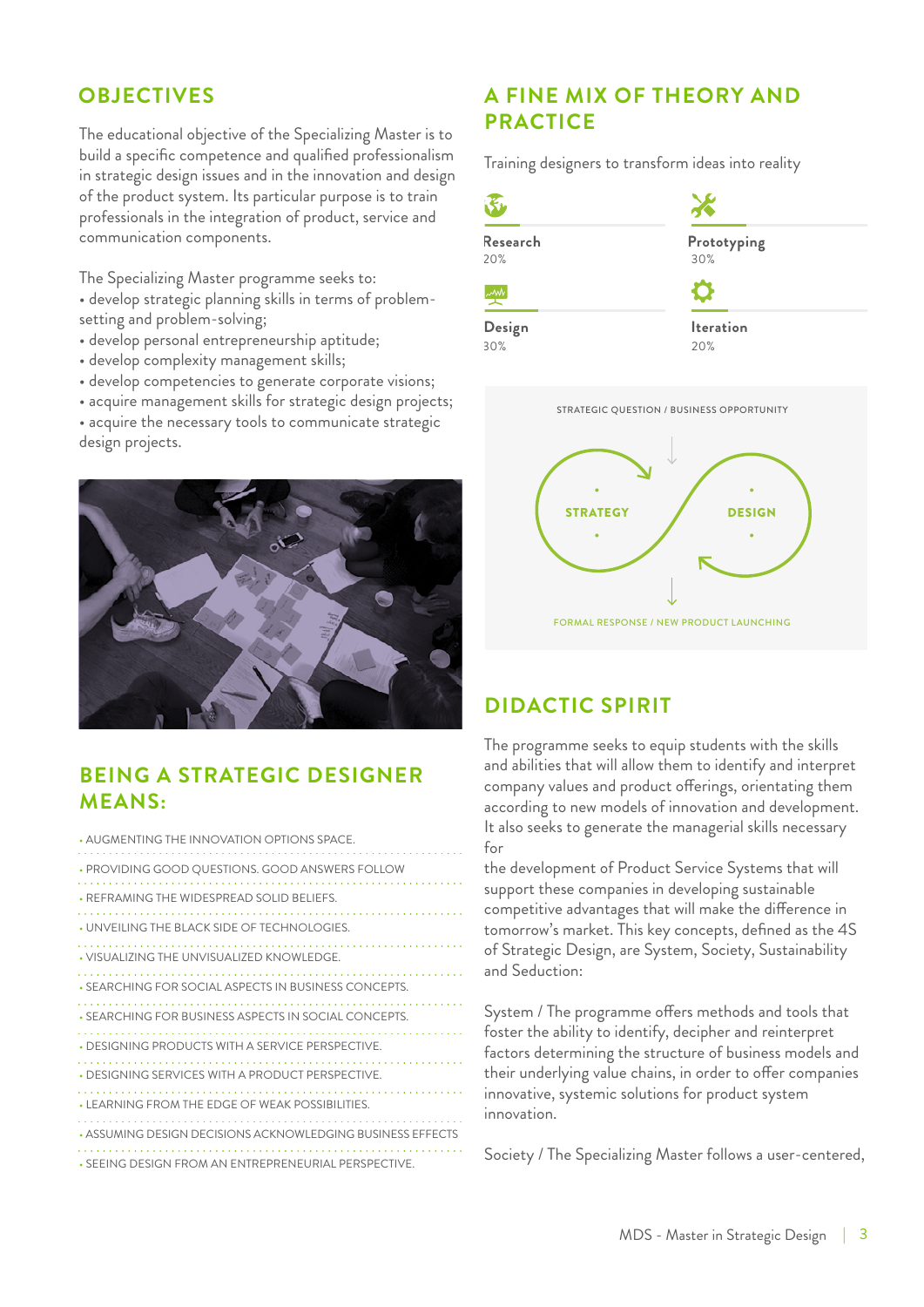## OBJECTIVES

The educational objective of the Specializing Master is to build a specific competence and qualified professionalism in strategic design issues and in the innovation and design of the product system. Its particular purpose is to train professionals in the integration of product, service and communication components.

The Specializing Master programme seeks to:

- develop strategic planning skills in terms of problem-setting and problem-solving;
- develop personal entrepreneurship aptitude;
- develop complexity management skills;
- develop competencies to generate corporate visions;
- acquire management skills for strategic design projects;
- acquire the necessary tools to communicate strategic design projects.

## BEING A STRATEGIC DESIGNER MEANS:

- AUGMENTING THE INNOVATION OPTIONS SPACE.
- PROVIDING GOOD QUESTIONS. GOOD ANSWERS FOLLOW
- REFRAMING THE WIDESPREAD SOLID BELIEFS.
- UNVEILING THE BLACK SIDE OF TECHNOLOGIES.
- VISUALIZING THE UNVISUALIZED KNOWLEDGE.
- SEARCHING FOR SOCIAL ASPECTS IN BUSINESS CONCEPTS.
- SEARCHING FOR BUSINESS ASPECTS IN SOCIAL CONCEPTS.
- DESIGNING PRODUCTS WITH A SERVICE PERSPECTIVE.
- DESIGNING SERVICES WITH A PRODUCT PERSPECTIVE.
- LEARNING FROM THE EDGE OF WEAK POSSIBILITIES.
- ASSUMING DESIGN DECISIONS ACKNOWLEDGING BUSINESS EFFECTS
- SEEING DESIGN FROM AN ENTREPRENEURIAL PERSPECTIVE.

## A FINE MIX OF THEORY AND PRACTICE

Training designers to transform ideas into reality

| Activity | Share |
|---|---|
| Research | 20% |
| Prototyping | 30% |
| Design | 30% |
| Iteration | 20% |

STRATEGIC QUESTION / BUSINESS OPPORTUNITY

STRATEGY — DESIGN

FORMAL RESPONSE / NEW PRODUCT LAUNCHING

## DIDACTIC SPIRIT

The programme seeks to equip students with the skills and abilities that will allow them to identify and interpret company values and product offerings, orientating them according to new models of innovation and development. It also seeks to generate the managerial skills necessary for
the development of Product Service Systems that will support these companies in developing sustainable competitive advantages that will make the difference in tomorrow's market. This key concepts, defined as the 4S of Strategic Design, are System, Society, Sustainability and Seduction:

System / The programme offers methods and tools that foster the ability to identify, decipher and reinterpret factors determining the structure of business models and their underlying value chains, in order to offer companies innovative, systemic solutions for product system innovation.

Society / The Specializing Master follows a user-centered,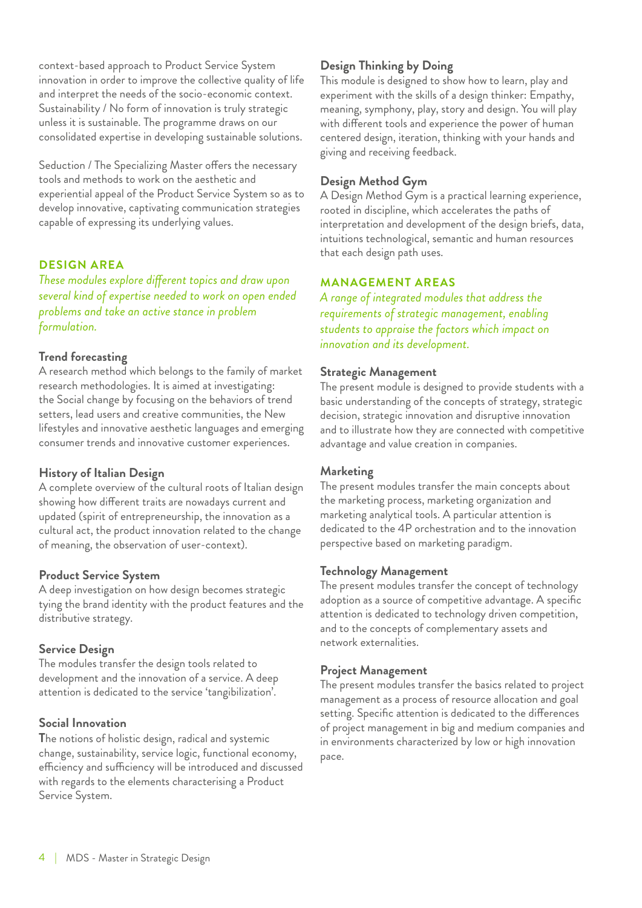context-based approach to Product Service System innovation in order to improve the collective quality of life and interpret the needs of the socio-economic context. Sustainability / No form of innovation is truly strategic unless it is sustainable. The programme draws on our consolidated expertise in developing sustainable solutions.

Seduction / The Specializing Master offers the necessary tools and methods to work on the aesthetic and experiential appeal of the Product Service System so as to develop innovative, captivating communication strategies capable of expressing its underlying values.

## DESIGN AREA

*These modules explore different topics and draw upon several kind of expertise needed to work on open ended problems and take an active stance in problem formulation.*

### Trend forecasting

A research method which belongs to the family of market research methodologies. It is aimed at investigating: the Social change by focusing on the behaviors of trend setters, lead users and creative communities, the New lifestyles and innovative aesthetic languages and emerging consumer trends and innovative customer experiences.

### History of Italian Design

A complete overview of the cultural roots of Italian design showing how different traits are nowadays current and updated (spirit of entrepreneurship, the innovation as a cultural act, the product innovation related to the change of meaning, the observation of user-context).

### Product Service System

A deep investigation on how design becomes strategic tying the brand identity with the product features and the distributive strategy.

### Service Design

The modules transfer the design tools related to development and the innovation of a service. A deep attention is dedicated to the service 'tangibilization'.

### Social Innovation

The notions of holistic design, radical and systemic change, sustainability, service logic, functional economy, efficiency and sufficiency will be introduced and discussed with regards to the elements characterising a Product Service System.

### Design Thinking by Doing

This module is designed to show how to learn, play and experiment with the skills of a design thinker: Empathy, meaning, symphony, play, story and design. You will play with different tools and experience the power of human centered design, iteration, thinking with your hands and giving and receiving feedback.

### Design Method Gym

A Design Method Gym is a practical learning experience, rooted in discipline, which accelerates the paths of interpretation and development of the design briefs, data, intuitions technological, semantic and human resources that each design path uses.

## MANAGEMENT AREAS

*A range of integrated modules that address the requirements of strategic management, enabling students to appraise the factors which impact on innovation and its development.*

### Strategic Management

The present module is designed to provide students with a basic understanding of the concepts of strategy, strategic decision, strategic innovation and disruptive innovation and to illustrate how they are connected with competitive advantage and value creation in companies.

### Marketing

The present modules transfer the main concepts about the marketing process, marketing organization and marketing analytical tools. A particular attention is dedicated to the 4P orchestration and to the innovation perspective based on marketing paradigm.

### Technology Management

The present modules transfer the concept of technology adoption as a source of competitive advantage. A specific attention is dedicated to technology driven competition, and to the concepts of complementary assets and network externalities.

### Project Management

The present modules transfer the basics related to project management as a process of resource allocation and goal setting. Specific attention is dedicated to the differences of project management in big and medium companies and in environments characterized by low or high innovation pace.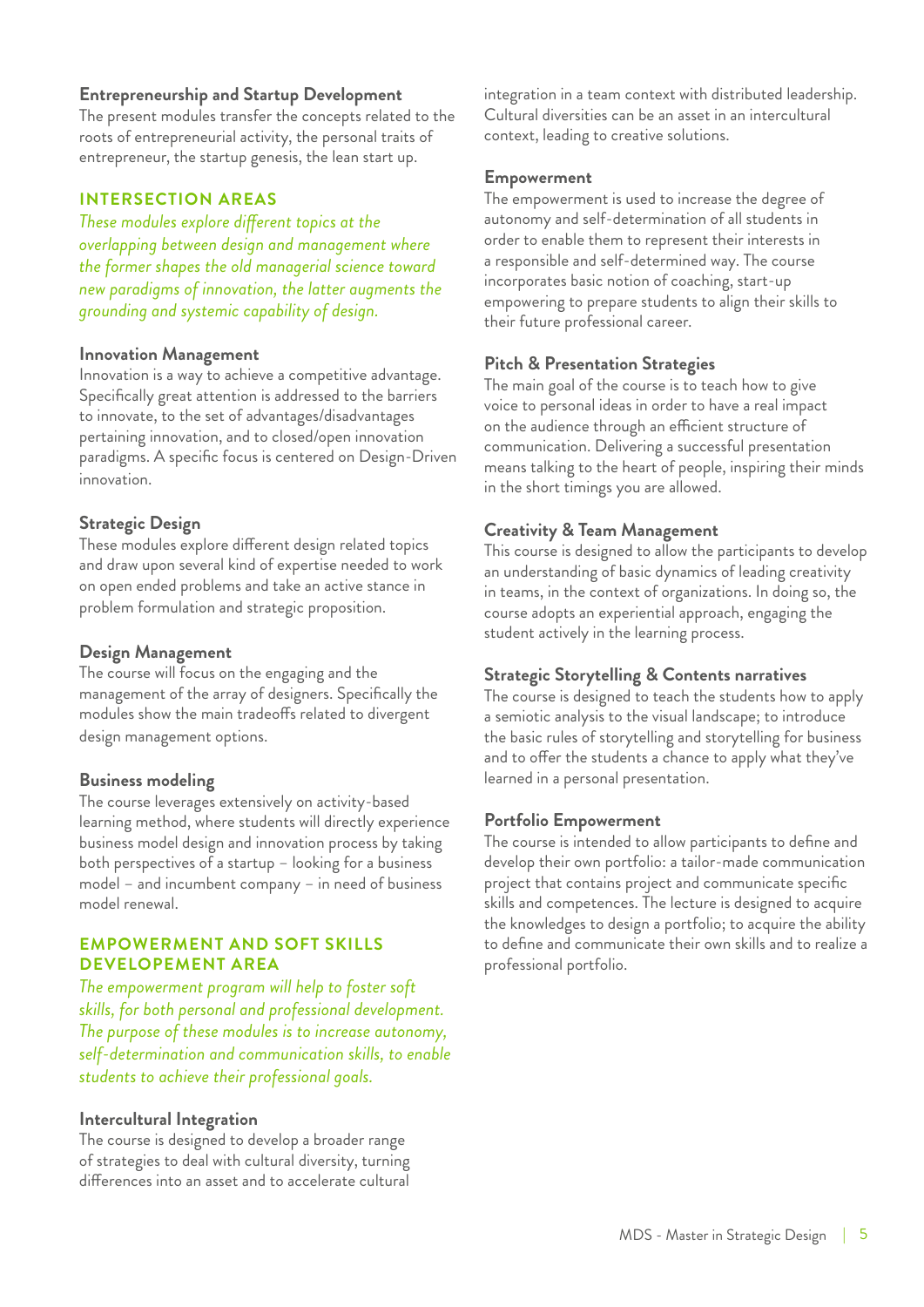### Entrepreneurship and Startup Development

The present modules transfer the concepts related to the roots of entrepreneurial activity, the personal traits of entrepreneur, the startup genesis, the lean start up.

## INTERSECTION AREAS

*These modules explore different topics at the overlapping between design and management where the former shapes the old managerial science toward new paradigms of innovation, the latter augments the grounding and systemic capability of design.*

### Innovation Management

Innovation is a way to achieve a competitive advantage. Specifically great attention is addressed to the barriers to innovate, to the set of advantages/disadvantages pertaining innovation, and to closed/open innovation paradigms. A specific focus is centered on Design-Driven innovation.

### Strategic Design

These modules explore different design related topics and draw upon several kind of expertise needed to work on open ended problems and take an active stance in problem formulation and strategic proposition.

### Design Management

The course will focus on the engaging and the management of the array of designers. Specifically the modules show the main tradeoffs related to divergent design management options.

### Business modeling

The course leverages extensively on activity-based learning method, where students will directly experience business model design and innovation process by taking both perspectives of a startup – looking for a business model – and incumbent company – in need of business model renewal.

## EMPOWERMENT AND SOFT SKILLS DEVELOPEMENT AREA

*The empowerment program will help to foster soft skills, for both personal and professional development. The purpose of these modules is to increase autonomy, self-determination and communication skills, to enable students to achieve their professional goals.*

### Intercultural Integration

The course is designed to develop a broader range of strategies to deal with cultural diversity, turning differences into an asset and to accelerate cultural integration in a team context with distributed leadership. Cultural diversities can be an asset in an intercultural context, leading to creative solutions.

### Empowerment

The empowerment is used to increase the degree of autonomy and self-determination of all students in order to enable them to represent their interests in a responsible and self-determined way. The course incorporates basic notion of coaching, start-up empowering to prepare students to align their skills to their future professional career.

### Pitch & Presentation Strategies

The main goal of the course is to teach how to give voice to personal ideas in order to have a real impact on the audience through an efficient structure of communication. Delivering a successful presentation means talking to the heart of people, inspiring their minds in the short timings you are allowed.

### Creativity & Team Management

This course is designed to allow the participants to develop an understanding of basic dynamics of leading creativity in teams, in the context of organizations. In doing so, the course adopts an experiential approach, engaging the student actively in the learning process.

### Strategic Storytelling & Contents narratives

The course is designed to teach the students how to apply a semiotic analysis to the visual landscape; to introduce the basic rules of storytelling and storytelling for business and to offer the students a chance to apply what they've learned in a personal presentation.

### Portfolio Empowerment

The course is intended to allow participants to define and develop their own portfolio: a tailor-made communication project that contains project and communicate specific skills and competences. The lecture is designed to acquire the knowledges to design a portfolio; to acquire the ability to define and communicate their own skills and to realize a professional portfolio.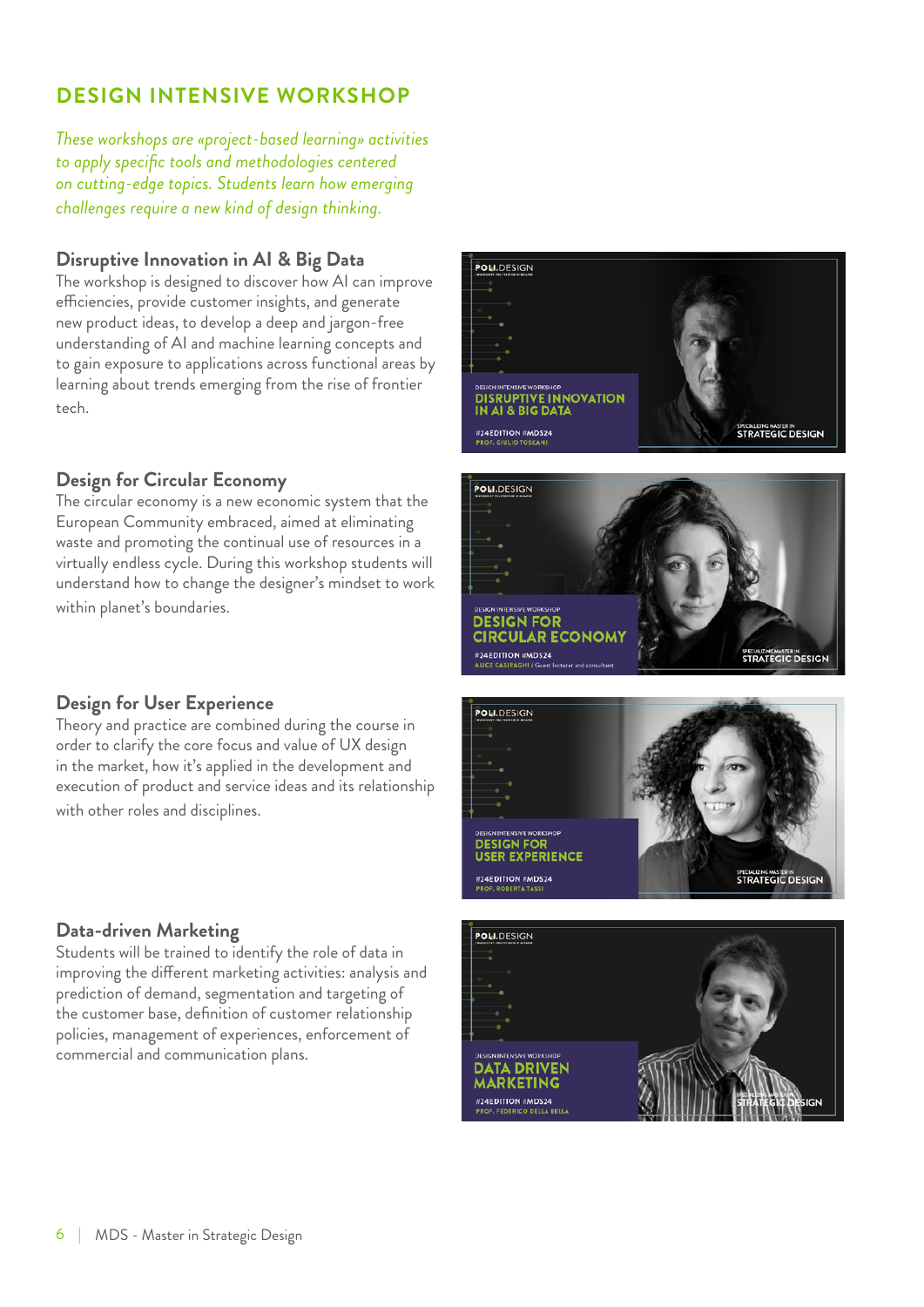# DESIGN INTENSIVE WORKSHOP

*These workshops are «project-based learning» activities to apply specific tools and methodologies centered on cutting-edge topics. Students learn how emerging challenges require a new kind of design thinking.*

### Disruptive Innovation in AI & Big Data

The workshop is designed to discover how AI can improve efficiencies, provide customer insights, and generate new product ideas, to develop a deep and jargon-free understanding of AI and machine learning concepts and to gain exposure to applications across functional areas by learning about trends emerging from the rise of frontier tech.

### Design for Circular Economy

The circular economy is a new economic system that the European Community embraced, aimed at eliminating waste and promoting the continual use of resources in a virtually endless cycle. During this workshop students will understand how to change the designer's mindset to work within planet's boundaries.

### Design for User Experience

Theory and practice are combined during the course in order to clarify the core focus and value of UX design in the market, how it's applied in the development and execution of product and service ideas and its relationship with other roles and disciplines.

### Data-driven Marketing

Students will be trained to identify the role of data in improving the different marketing activities: analysis and prediction of demand, segmentation and targeting of the customer base, definition of customer relationship policies, management of experiences, enforcement of commercial and communication plans.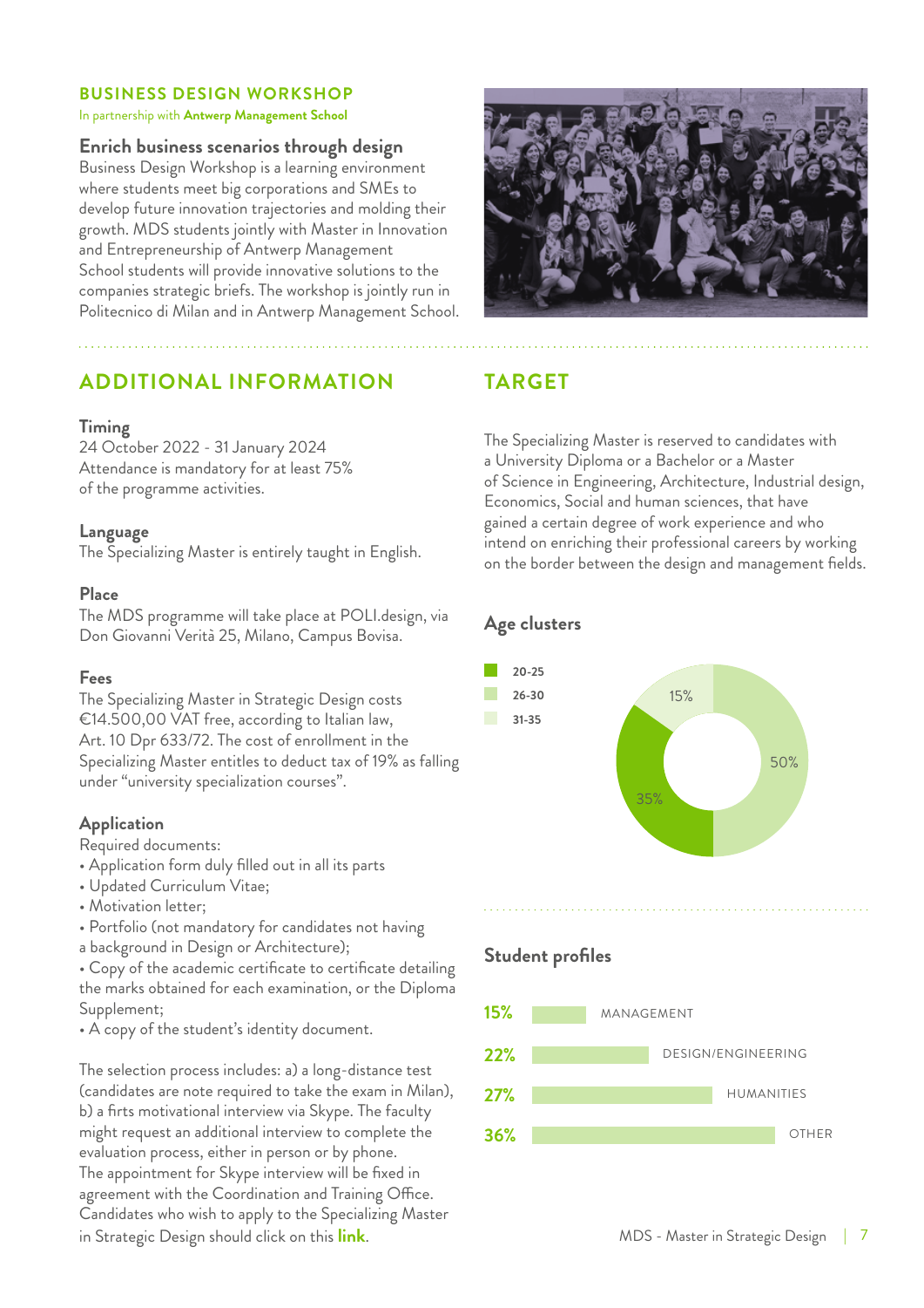## BUSINESS DESIGN WORKSHOP

In partnership with **Antwerp Management School**

### Enrich business scenarios through design

Business Design Workshop is a learning environment where students meet big corporations and SMEs to develop future innovation trajectories and molding their growth. MDS students jointly with Master in Innovation and Entrepreneurship of Antwerp Management School students will provide innovative solutions to the companies strategic briefs. The workshop is jointly run in Politecnico di Milan and in Antwerp Management School.

## ADDITIONAL INFORMATION

### Timing

24 October 2022 - 31 January 2024
Attendance is mandatory for at least 75% of the programme activities.

### Language

The Specializing Master is entirely taught in English.

### Place

The MDS programme will take place at POLI.design, via Don Giovanni Verità 25, Milano, Campus Bovisa.

### Fees

The Specializing Master in Strategic Design costs €14.500,00 VAT free, according to Italian law, Art. 10 Dpr 633/72. The cost of enrollment in the Specializing Master entitles to deduct tax of 19% as falling under "university specialization courses".

### Application

Required documents:

- Application form duly filled out in all its parts
- Updated Curriculum Vitae;
- Motivation letter;
- Portfolio (not mandatory for candidates not having a background in Design or Architecture);
- Copy of the academic certificate to certificate detailing the marks obtained for each examination, or the Diploma Supplement;
- A copy of the student's identity document.

The selection process includes: a) a long-distance test (candidates are note required to take the exam in Milan), b) a firts motivational interview via Skype. The faculty might request an additional interview to complete the evaluation process, either in person or by phone.
The appointment for Skype interview will be fixed in agreement with the Coordination and Training Office.
Candidates who wish to apply to the Specializing Master in Strategic Design should click on this **link**.

## TARGET

The Specializing Master is reserved to candidates with a University Diploma or a Bachelor or a Master of Science in Engineering, Architecture, Industrial design, Economics, Social and human sciences, that have gained a certain degree of work experience and who intend on enriching their professional careers by working on the border between the design and management fields.

### Age clusters

| Age | Share |
|---|---|
| 20-25 | 35% |
| 26-30 | 50% |
| 31-35 | 15% |

### Student profiles

| Share | Profile |
|---|---|
| 15% | MANAGEMENT |
| 22% | DESIGN/ENGINEERING |
| 27% | HUMANITIES |
| 36% | OTHER |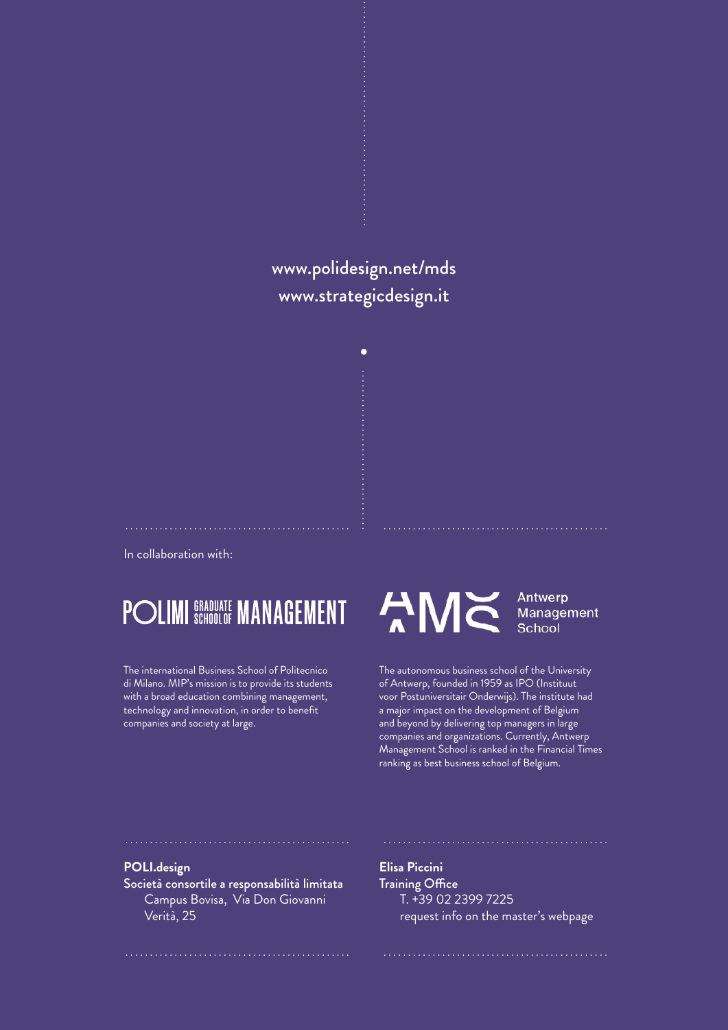www.polidesign.net/mds
www.strategicdesign.it

In collaboration with:

POLIMI GRADUATE SCHOOL OF MANAGEMENT

The international Business School of Politecnico di Milano. MIP's mission is to provide its students with a broad education combining management, technology and innovation, in order to benefit companies and society at large.

AMS Antwerp Management School

The autonomous business school of the University of Antwerp, founded in 1959 as IPO (Instituut voor Postuniversitair Onderwijs). The institute had a major impact on the development of Belgium and beyond by delivering top managers in large companies and organizations. Currently, Antwerp Management School is ranked in the Financial Times ranking as best business school of Belgium.

**POLI.design**
**Società consortile a responsabilità limitata**
Campus Bovisa, Via Don Giovanni Verità, 25

**Elisa Piccini**
**Training Office**
T. +39 02 2399 7225
request info on the master's webpage